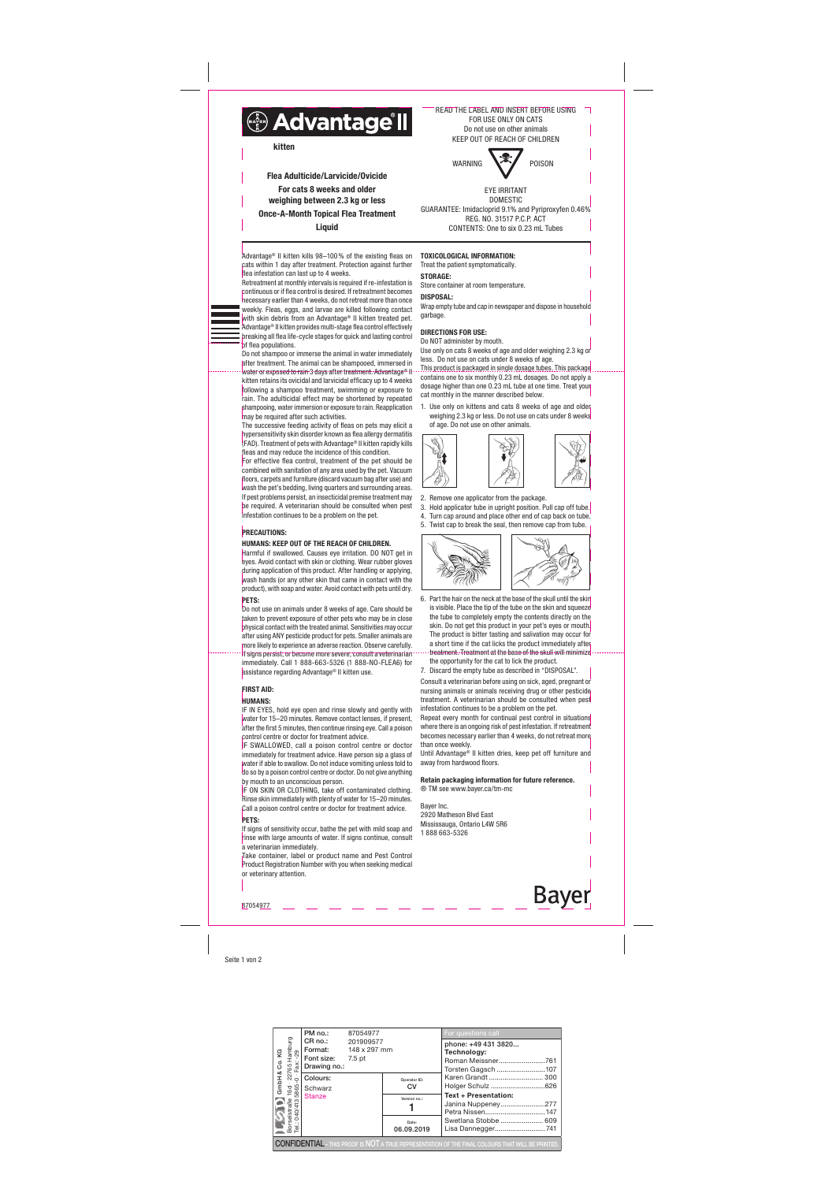# Advantage® II

**kitten**

**Flea Adulticide/Larvicide/Ovicide**

**For cats 8 weeks and older**
**weighing between 2.3 kg or less**

**Once-A-Month Topical Flea Treatment**

**Liquid**

READ THE LABEL AND INSERT BEFORE USING
FOR USE ONLY ON CATS
Do not use on other animals
KEEP OUT OF REACH OF CHILDREN

WARNING POISON

EYE IRRITANT
DOMESTIC
GUARANTEE: Imidacloprid 9.1% and Pyriproxyfen 0.46%
REG. NO. 31517 P.C.P. ACT
CONTENTS: One to six 0.23 mL Tubes

Advantage® II kitten kills 98–100 % of the existing fleas on cats within 1 day after treatment. Protection against further flea infestation can last up to 4 weeks.

Retreatment at monthly intervals is required if re-infestation is continuous or if flea control is desired. If retreatment becomes necessary earlier than 4 weeks, do not retreat more than once weekly. Fleas, eggs, and larvae are killed following contact with skin debris from an Advantage® II kitten treated pet. Advantage® II kitten provides multi-stage flea control effectively breaking all flea life-cycle stages for quick and lasting control of flea populations.

Do not shampoo or immerse the animal in water immediately after treatment. The animal can be shampooed, immersed in water or exposed to rain 3 days after treatment. Advantage® II kitten retains its ovicidal and larvicidal efficacy up to 4 weeks following a shampoo treatment, swimming or exposure to rain. The adulticidal effect may be shortened by repeated shampooing, water immersion or exposure to rain. Reapplication may be required after such activities.

The successive feeding activity of fleas on pets may elicit a hypersensitivity skin disorder known as flea allergy dermatitis (FAD). Treatment of pets with Advantage® II kitten rapidly kills fleas and may reduce the incidence of this condition.

For effective flea control, treatment of the pet should be combined with sanitation of any area used by the pet. Vacuum floors, carpets and furniture (discard vacuum bag after use) and wash the pet's bedding, living quarters and surrounding areas. If pest problems persist, an insecticidal premise treatment may be required. A veterinarian should be consulted when pest infestation continues to be a problem on the pet.

## PRECAUTIONS:

### HUMANS: KEEP OUT OF THE REACH OF CHILDREN.

Harmful if swallowed. Causes eye irritation. DO NOT get in eyes. Avoid contact with skin or clothing. Wear rubber gloves during application of this product. After handling or applying, wash hands (or any other skin that came in contact with the product), with soap and water. Avoid contact with pets until dry.

### PETS:

Do not use on animals under 8 weeks of age. Care should be taken to prevent exposure of other pets who may be in close physical contact with the treated animal. Sensitivities may occur after using ANY pesticide product for pets. Smaller animals are more likely to experience an adverse reaction. Observe carefully. If signs persist, or become more severe, consult a veterinarian immediately. Call 1 888-663-5326 (1 888-NO-FLEA6) for assistance regarding Advantage® II kitten use.

## FIRST AID:

### HUMANS:

IF IN EYES, hold eye open and rinse slowly and gently with water for 15–20 minutes. Remove contact lenses, if present, after the first 5 minutes, then continue rinsing eye. Call a poison control centre or doctor for treatment advice.

IF SWALLOWED, call a poison control centre or doctor immediately for treatment advice. Have person sip a glass of water if able to swallow. Do not induce vomiting unless told to do so by a poison control centre or doctor. Do not give anything by mouth to an unconscious person.

IF ON SKIN OR CLOTHING, take off contaminated clothing. Rinse skin immediately with plenty of water for 15–20 minutes. Call a poison control centre or doctor for treatment advice.

### PETS:

If signs of sensitivity occur, bathe the pet with mild soap and rinse with large amounts of water. If signs continue, consult a veterinarian immediately.

Take container, label or product name and Pest Control Product Registration Number with you when seeking medical or veterinary attention.

## TOXICOLOGICAL INFORMATION:

Treat the patient symptomatically.

## STORAGE:

Store container at room temperature.

## DISPOSAL:

Wrap empty tube and cap in newspaper and dispose in household garbage.

## DIRECTIONS FOR USE:

Do NOT administer by mouth.

Use only on cats 8 weeks of age and older weighing 2.3 kg or less. Do not use on cats under 8 weeks of age.

This product is packaged in single dosage tubes. This package contains one to six monthly 0.23 mL dosages. Do not apply a dosage higher than one 0.23 mL tube at one time. Treat your cat monthly in the manner described below.

1. Use only on kittens and cats 8 weeks of age and older weighing 2.3 kg or less. Do not use on cats under 8 weeks of age. Do not use on other animals.
2. Remove one applicator from the package.
3. Hold applicator tube in upright position. Pull cap off tube.
4. Turn cap around and place other end of cap back on tube.
5. Twist cap to break the seal, then remove cap from tube.
6. Part the hair on the neck at the base of the skull until the skin is visible. Place the tip of the tube on the skin and squeeze the tube to completely empty the contents directly on the skin. Do not get this product in your pet's eyes or mouth. The product is bitter tasting and salivation may occur for a short time if the cat licks the product immediately after treatment. Treatment at the base of the skull will minimize the opportunity for the cat to lick the product.
7. Discard the empty tube as described in "DISPOSAL".

Consult a veterinarian before using on sick, aged, pregnant or nursing animals or animals receiving drug or other pesticide treatment. A veterinarian should be consulted when pest infestation continues to be a problem on the pet.

Repeat every month for continual pest control in situations where there is an ongoing risk of pest infestation. If retreatment becomes necessary earlier than 4 weeks, do not retreat more than once weekly.

Until Advantage® II kitten dries, keep pet off furniture and away from hardwood floors.

**Retain packaging information for future reference.**

® TM see www.bayer.ca/tm-mc

Bayer Inc.
2920 Matheson Blvd East
Mississauga, Ontario L4W 5R6
1 888 663-5326

Bayer

87054977

| PM no.: 87054977 CR no.: 201909577 Format: 148 x 297 mm Font size: 7.5 pt Drawing no.: | | For questions call phone: +49 431 3820... |
|---|---|---|
| Colours: Schwarz Stanze | Operator ID: CV | Technology: Roman Meissner 761, Torsten Gagsch 107, Karen Grandt 300, Holger Schulz 626 |
| | Version no.: 1 | Text + Presentation: Janina Nuppeney 277, Petra Nissen 147 |
| | Date: 06.09.2019 | Swetlana Stobbe 609, Lisa Dannegger 741 |

CONFIDENTIAL - THIS PROOF IS NOT A TRUE REPRESENTATION OF THE FINAL COLOURS THAT WILL BE PRINTED.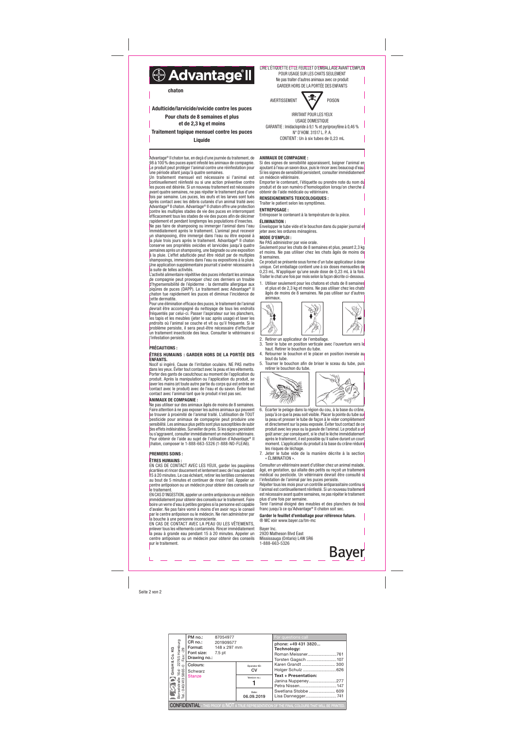# Advantage® II

**chaton**

**Adulticide/larvicide/ovicide contre les puces**

**Pour chats de 8 semaines et plus et de 2,3 kg et moins**

**Traitement topique mensuel contre les puces**

**Liquide**

LIRE L'ÉTIQUETTE ET LE FEUILLET D'EMBALLAGE AVANT L'EMPLOI
POUR USAGE SUR LES CHATS SEULEMENT
Ne pas traiter d'autres animaux avec ce produit
GARDER HORS DE LA PORTÉE DES ENFANTS

AVERTISSEMENT POISON

IRRITANT POUR LES YEUX
USAGE DOMESTIQUE
GARANTIE : Imidaclopride à 9,1 % et pyriproxyfène à 0,46 %
N° D'HOM. 31517 L. P. A.
CONTIENT : Un à six tubes de 0,23 mL

Advantage® II chaton tue, en deçà d'une journée du traitement, de 98 à 100 % des puces ayant infesté les animaux de compagnie. Le produit peut protéger l'animal contre une réinfestation pour une période allant jusqu'à quatre semaines.

Un traitement mensuel est nécessaire si l'animal est continuellement réinfesté ou si une action préventive contre les puces est désirée. Si un nouveau traitement est nécessaire avant quatre semaines, ne pas répéter le traitement plus d'une fois par semaine. Les puces, les œufs et les larves sont tués après contact avec les débris cutanés d'un animal traité avec Advantage® II chaton. Advantage® II chaton offre une protection contre les multiples stades de vie des puces en interrompant efficacement tous les stades de vie des puces afin de décimer rapidement et pendant longtemps les populations d'insectes.

Ne pas faire de shampooing ou immerger l'animal dans l'eau immédiatement après le traitement. L'animal peut recevoir un shampooing, être immergé dans l'eau ou être exposé à la pluie trois jours après le traitement. Advantage® II chaton conserve ses propriétés ovicides et larvicides jusqu'à quatre semaines après un shampooing, une baignade ou une exposition à la pluie. L'effet adulticide peut être réduit par de multiples shampooings, immersions dans l'eau ou expositions à la pluie. Une application supplémentaire pourrait s'avérer nécessaire à la suite de telles activités.

L'activité alimentaire répétitive des puces infestant les animaux de compagnie peut provoquer chez ces derniers un trouble d'hypersensibilité de l'épiderme : la dermatite allergique aux piqûres de puces (DAPP). Le traitement avec Advantage® II chaton tue rapidement les puces et diminue l'incidence de cette dermatite.

Pour une élimination efficace des puces, le traitement de l'animal devrait être accompagné du nettoyage de tous les endroits fréquentés par celui-ci. Passer l'aspirateur sur les planchers, les tapis et les meubles (jeter le sac après usage) et laver les endroits où l'animal se couche et vit ou qu'il fréquente. Si le problème persiste, il sera peut-être nécessaire d'effectuer un traitement insecticide des lieux. Consulter le vétérinaire si l'infestation persiste.

## PRÉCAUTIONS :

### ÊTRES HUMAINS : GARDER HORS DE LA PORTÉE DES ENFANTS.

Nocif si ingéré. Cause de l'irritation oculaire. NE PAS mettre dans les yeux. Éviter tout contact avec la peau et les vêtements. Porter des gants de caoutchouc au moment de l'application du produit. Après la manipulation ou l'application du produit, se laver les mains (et toute autre partie du corps qui est entrée en contact avec le produit) avec de l'eau et du savon. Éviter tout contact avec l'animal tant que le produit n'est pas sec.

### ANIMAUX DE COMPAGNIE :

Ne pas utiliser sur des animaux âgés de moins de 8 semaines. Faire attention à ne pas exposer les autres animaux qui peuvent se trouver à proximité de l'animal traité. L'utilisation de TOUT pesticide pour animaux de compagnie peut produire une sensibilité. Les animaux plus petits sont plus susceptibles de subir des effets indésirables. Surveiller de près. Si les signes persistent ou s'aggravent, consulter immédiatement un médecin vétérinaire. Pour obtenir de l'aide au sujet de l'utilisation d'Advantage® II chaton, composer le 1-888-663-5326 (1-888-NO-FLEA6).

## PREMIERS SOINS :

### ÊTRES HUMAINS :

EN CAS DE CONTACT AVEC LES YEUX, garder les paupières écartées et rincer doucement et lentement avec de l'eau pendant 15 à 20 minutes. Le cas échéant, retirer les lentilles cornéennes au bout de 5 minutes et continuer de rincer l'œil. Appeler un centre antipoison ou un médecin pour obtenir des conseils sur le traitement.

EN CAS D'INGESTION, appeler un centre antipoison ou un médecin immédiatement pour obtenir des conseils sur le traitement. Faire boire un verre d'eau à petites gorgées si la personne est capable d'avaler. Ne pas faire vomir à moins d'en avoir reçu le conseil par le centre antipoison ou le médecin. Ne rien administrer par la bouche à une personne inconsciente.

EN CAS DE CONTACT AVEC LA PEAU OU LES VÊTEMENTS, enlever tous les vêtements contaminés. Rincer immédiatement la peau à grande eau pendant 15 à 20 minutes. Appeler un centre antipoison ou un médecin pour obtenir des conseils sur le traitement.

### ANIMAUX DE COMPAGNIE :

Si des signes de sensibilité apparaissent, baigner l'animal en ajoutant à l'eau un savon doux, puis le rincer avec beaucoup d'eau. Si les signes de sensibilité persistent, consulter immédiatement un médecin vétérinaire.

Emporter le contenant, l'étiquette ou prendre note du nom du produit et de son numéro d'homologation lorsqu'on cherche à obtenir de l'aide médicale ou vétérinaire.

## RENSEIGNEMENTS TOXICOLOGIQUES :

Traiter le patient selon les symptômes.

## ENTREPOSAGE :

Entreposer le contenant à la température de la pièce.

## ÉLIMINATION :

Envelopper le tube vide et le bouchon dans du papier journal et jeter avec les ordures ménagères.

## MODE D'EMPLOI :

Ne PAS administrer par voie orale.

Seulement pour les chats de 8 semaines et plus, pesant 2,3 kg et moins. Ne pas utiliser chez les chats âgés de moins de 8 semaines.

Ce produit se présente sous forme d'un tube applicateur à dose unique. Cet emballage contient une à six doses mensuelles de 0,23 mL. N'appliquer qu'une seule dose de 0,23 mL à la fois. Traiter le chat une fois par mois selon la façon décrite ci-dessous.

1. Utiliser seulement pour les chatons et chats de 8 semaines et plus et de 2,3 kg et moins. Ne pas utiliser chez les chats âgés de moins de 8 semaines. Ne pas utiliser sur d'autres animaux.
2. Retirer un applicateur de l'emballage.
3. Tenir le tube en position verticale avec l'ouverture vers le haut. Retirer le bouchon du tube.
4. Retourner le bouchon et le placer en position inversée au bout du tube.
5. Tourner le bouchon afin de briser le sceau du tube, puis retirer le bouchon du tube.
6. Écarter le pelage dans la région du cou, à la base du crâne, jusqu'à ce que la peau soit visible. Placer la pointe du tube sur la peau et presser le tube de façon à le vider complètement et directement sur la peau exposée. Éviter tout contact de ce produit avec les yeux ou la gueule de l'animal. Le produit a un goût amer; par conséquent, si le chat le lèche immédiatement après le traitement, il est possible qu'il salive durant un court moment. L'application du produit à la base du crâne réduira les risques de léchage.
7. Jeter le tube vide de la manière décrite à la section « ÉLIMINATION ».

Consulter un vétérinaire avant d'utiliser chez un animal malade, âgé, en gestation, qui allaite des petits ou reçoit un traitement médical ou pesticide. Un vétérinaire devrait être consulté si l'infestation de l'animal par les puces persiste.

Répéter tous les mois pour un contrôle antiparasitaire continu si l'animal est continuellement réinfesté. Si un nouveau traitement est nécessaire avant quatre semaines, ne pas répéter le traitement plus d'une fois par semaine.

Tenir l'animal éloigné des meubles et des planchers de bois franc jusqu'à ce qu'Advantage® II chaton soit sec.

**Garder le feuillet d'emballage pour référence future.**

® MC voir www.bayer.ca/tm-mc

Bayer Inc.
2920 Matheson Blvd East
Mississauga (Ontario) L4W 5R6
1-888-663-5326

Bayer

| | | | |
|---|---|---|---|
| GmbH & Co. KG, Borsteler Straße 16d, 22765 Hamburg, Tel.: 040/43 38 65-0, Fax: -29 | PM no.: 87054977<br>CR no.: 201909577<br>Format: 148 x 297 mm<br>Font size: 7.5 pt<br>Drawing no.: | | For questions call<br>phone: +49 431 3820...<br>**Technology:**<br>Roman Meissner.....761<br>Torsten Gagsch.....107<br>Karen Grandt.....300<br>Holger Schulz.....626 |
| | Colours:<br>Schwarz<br>Stanze | Operator ID: CV<br>Version no.: 1<br>Date: 06.09.2019 | **Text + Presentation:**<br>Janina Nuppeney.....277<br>Petra Nissen.....147<br>Swetlana Stobbe.....609<br>Lisa Dannegger.....741 |

CONFIDENTIAL - THIS PROOF IS NOT A TRUE REPRESENTATION OF THE FINAL COLOURS THAT WILL BE PRINTED.